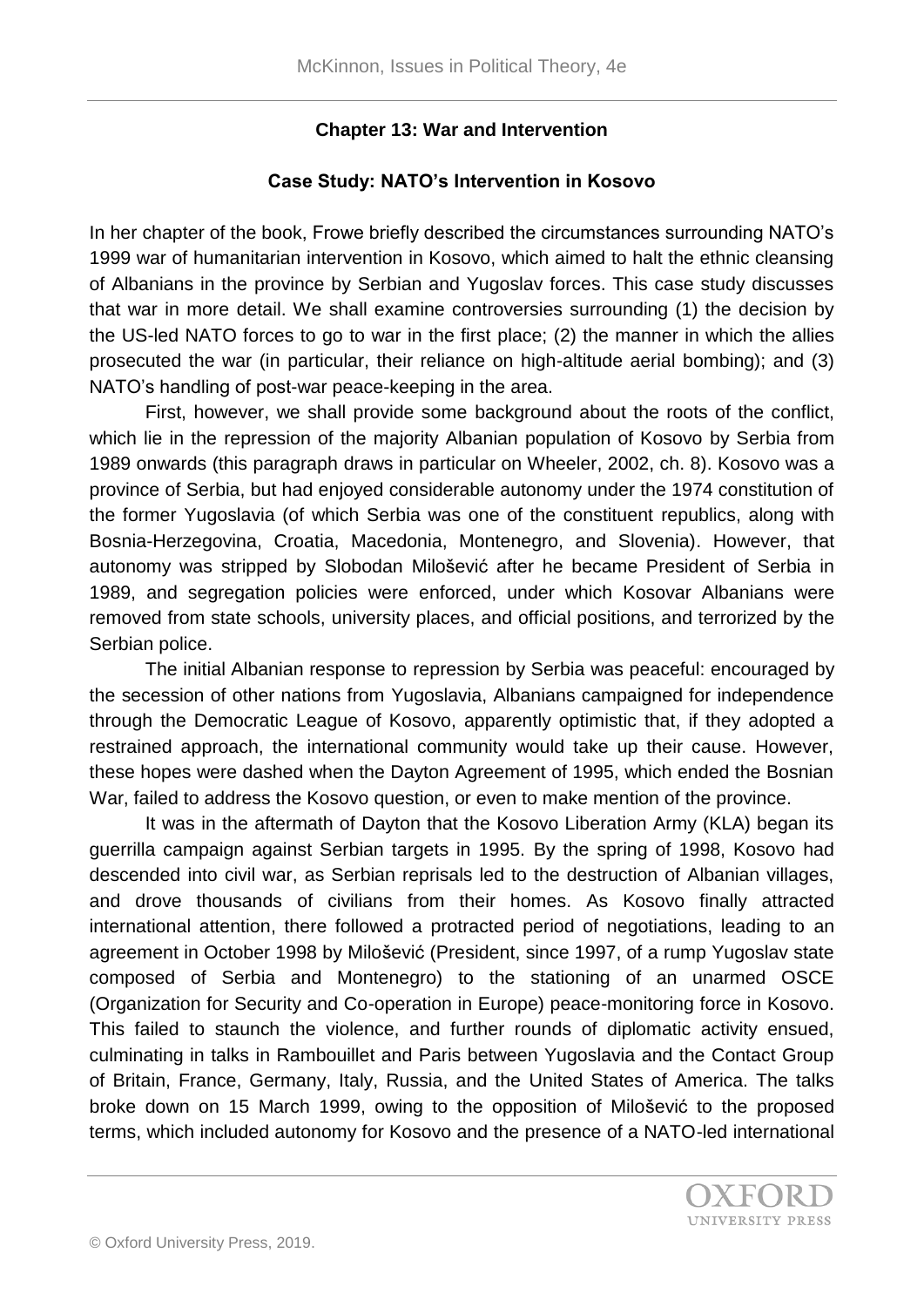## Chapter 13: War and Intervention

### Case Study: NATO's Intervention in Kosovo

In her chapter of the book, Frowe briefly described the circumstances surrounding NATO's 1999 war of humanitarian intervention in Kosovo, which aimed to halt the ethnic cleansing of Albanians in the province by Serbian and Yugoslav forces. This case study discusses that war in more detail. We shall examine controversies surrounding (1) the decision by the US-led NATO forces to go to war in the first place; (2) the manner in which the allies prosecuted the war (in particular, their reliance on high-altitude aerial bombing); and (3) NATO's handling of post-war peace-keeping in the area.

First, however, we shall provide some background about the roots of the conflict, which lie in the repression of the majority Albanian population of Kosovo by Serbia from 1989 onwards (this paragraph draws in particular on Wheeler, 2002, ch. 8). Kosovo was a province of Serbia, but had enjoyed considerable autonomy under the 1974 constitution of the former Yugoslavia (of which Serbia was one of the constituent republics, along with Bosnia-Herzegovina, Croatia, Macedonia, Montenegro, and Slovenia). However, that autonomy was stripped by Slobodan Milošević after he became President of Serbia in 1989, and segregation policies were enforced, under which Kosovar Albanians were removed from state schools, university places, and official positions, and terrorized by the Serbian police.

The initial Albanian response to repression by Serbia was peaceful: encouraged by the secession of other nations from Yugoslavia, Albanians campaigned for independence through the Democratic League of Kosovo, apparently optimistic that, if they adopted a restrained approach, the international community would take up their cause. However, these hopes were dashed when the Dayton Agreement of 1995, which ended the Bosnian War, failed to address the Kosovo question, or even to make mention of the province.

It was in the aftermath of Dayton that the Kosovo Liberation Army (KLA) began its guerrilla campaign against Serbian targets in 1995. By the spring of 1998, Kosovo had descended into civil war, as Serbian reprisals led to the destruction of Albanian villages, and drove thousands of civilians from their homes. As Kosovo finally attracted international attention, there followed a protracted period of negotiations, leading to an agreement in October 1998 by Milošević (President, since 1997, of a rump Yugoslav state composed of Serbia and Montenegro) to the stationing of an unarmed OSCE (Organization for Security and Co-operation in Europe) peace-monitoring force in Kosovo. This failed to staunch the violence, and further rounds of diplomatic activity ensued, culminating in talks in Rambouillet and Paris between Yugoslavia and the Contact Group of Britain, France, Germany, Italy, Russia, and the United States of America. The talks broke down on 15 March 1999, owing to the opposition of Milošević to the proposed terms, which included autonomy for Kosovo and the presence of a NATO-led international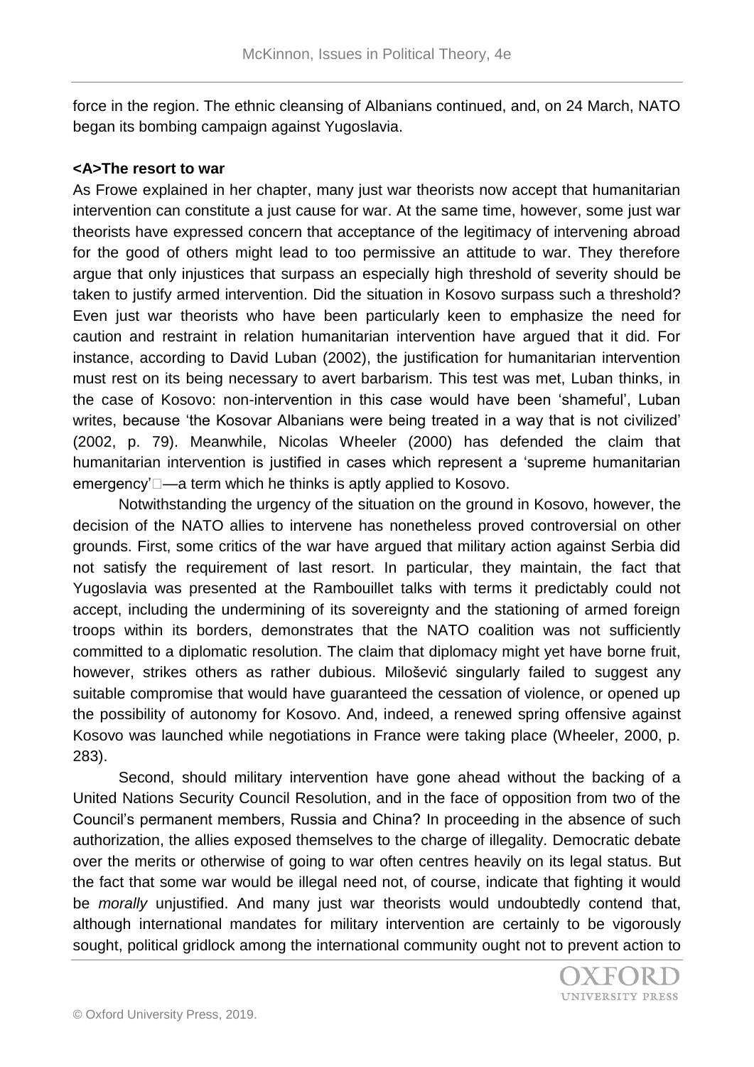force in the region. The ethnic cleansing of Albanians continued, and, on 24 March, NATO began its bombing campaign against Yugoslavia.

**<A>The resort to war**

As Frowe explained in her chapter, many just war theorists now accept that humanitarian intervention can constitute a just cause for war. At the same time, however, some just war theorists have expressed concern that acceptance of the legitimacy of intervening abroad for the good of others might lead to too permissive an attitude to war. They therefore argue that only injustices that surpass an especially high threshold of severity should be taken to justify armed intervention. Did the situation in Kosovo surpass such a threshold? Even just war theorists who have been particularly keen to emphasize the need for caution and restraint in relation humanitarian intervention have argued that it did. For instance, according to David Luban (2002), the justification for humanitarian intervention must rest on its being necessary to avert barbarism. This test was met, Luban thinks, in the case of Kosovo: non-intervention in this case would have been 'shameful', Luban writes, because 'the Kosovar Albanians were being treated in a way that is not civilized' (2002, p. 79). Meanwhile, Nicolas Wheeler (2000) has defended the claim that humanitarian intervention is justified in cases which represent a 'supreme humanitarian emergency'—a term which he thinks is aptly applied to Kosovo.

Notwithstanding the urgency of the situation on the ground in Kosovo, however, the decision of the NATO allies to intervene has nonetheless proved controversial on other grounds. First, some critics of the war have argued that military action against Serbia did not satisfy the requirement of last resort. In particular, they maintain, the fact that Yugoslavia was presented at the Rambouillet talks with terms it predictably could not accept, including the undermining of its sovereignty and the stationing of armed foreign troops within its borders, demonstrates that the NATO coalition was not sufficiently committed to a diplomatic resolution. The claim that diplomacy might yet have borne fruit, however, strikes others as rather dubious. Milošević singularly failed to suggest any suitable compromise that would have guaranteed the cessation of violence, or opened up the possibility of autonomy for Kosovo. And, indeed, a renewed spring offensive against Kosovo was launched while negotiations in France were taking place (Wheeler, 2000, p. 283).

Second, should military intervention have gone ahead without the backing of a United Nations Security Council Resolution, and in the face of opposition from two of the Council's permanent members, Russia and China? In proceeding in the absence of such authorization, the allies exposed themselves to the charge of illegality. Democratic debate over the merits or otherwise of going to war often centres heavily on its legal status. But the fact that some war would be illegal need not, of course, indicate that fighting it would be *morally* unjustified. And many just war theorists would undoubtedly contend that, although international mandates for military intervention are certainly to be vigorously sought, political gridlock among the international community ought not to prevent action to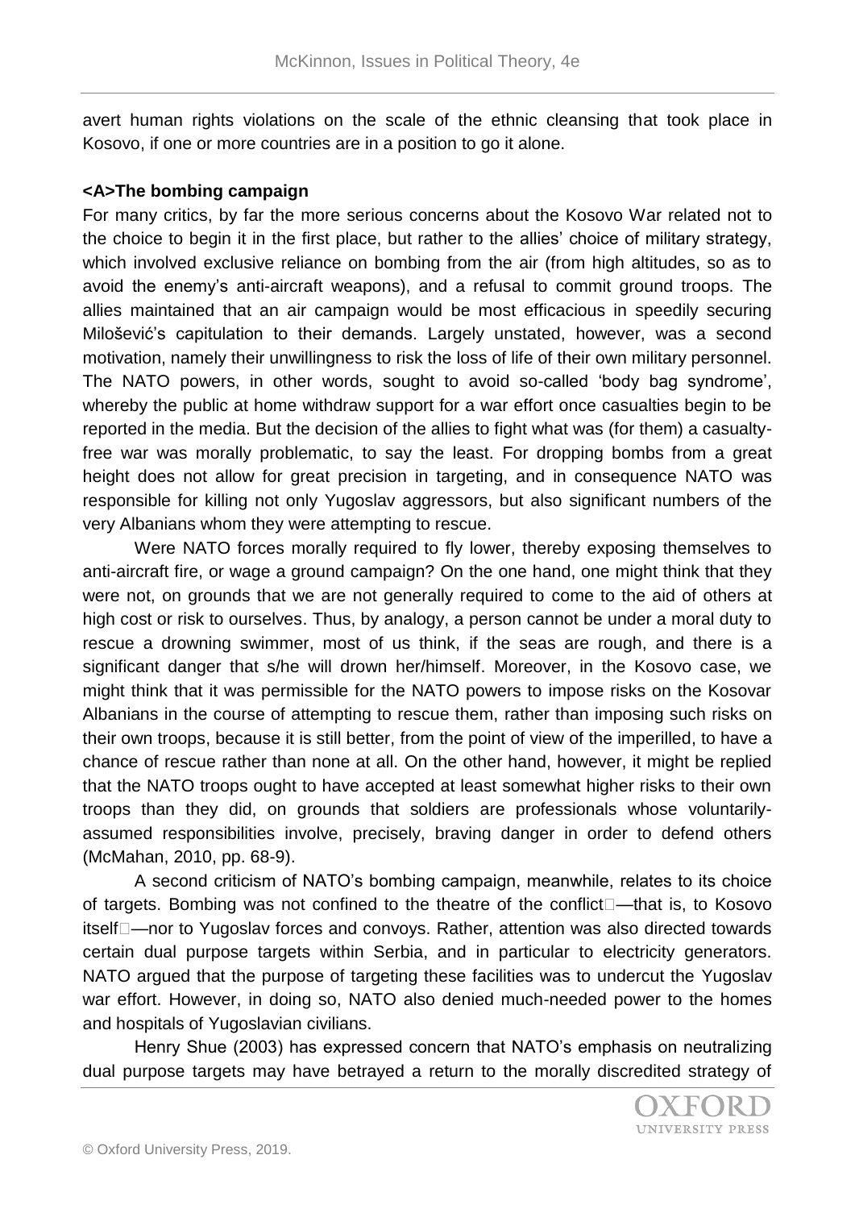avert human rights violations on the scale of the ethnic cleansing that took place in Kosovo, if one or more countries are in a position to go it alone.

## The bombing campaign

For many critics, by far the more serious concerns about the Kosovo War related not to the choice to begin it in the first place, but rather to the allies' choice of military strategy, which involved exclusive reliance on bombing from the air (from high altitudes, so as to avoid the enemy's anti-aircraft weapons), and a refusal to commit ground troops. The allies maintained that an air campaign would be most efficacious in speedily securing Milošević's capitulation to their demands. Largely unstated, however, was a second motivation, namely their unwillingness to risk the loss of life of their own military personnel. The NATO powers, in other words, sought to avoid so-called 'body bag syndrome', whereby the public at home withdraw support for a war effort once casualties begin to be reported in the media. But the decision of the allies to fight what was (for them) a casualty-free war was morally problematic, to say the least. For dropping bombs from a great height does not allow for great precision in targeting, and in consequence NATO was responsible for killing not only Yugoslav aggressors, but also significant numbers of the very Albanians whom they were attempting to rescue.

Were NATO forces morally required to fly lower, thereby exposing themselves to anti-aircraft fire, or wage a ground campaign? On the one hand, one might think that they were not, on grounds that we are not generally required to come to the aid of others at high cost or risk to ourselves. Thus, by analogy, a person cannot be under a moral duty to rescue a drowning swimmer, most of us think, if the seas are rough, and there is a significant danger that s/he will drown her/himself. Moreover, in the Kosovo case, we might think that it was permissible for the NATO powers to impose risks on the Kosovar Albanians in the course of attempting to rescue them, rather than imposing such risks on their own troops, because it is still better, from the point of view of the imperilled, to have a chance of rescue rather than none at all. On the other hand, however, it might be replied that the NATO troops ought to have accepted at least somewhat higher risks to their own troops than they did, on grounds that soldiers are professionals whose voluntarily-assumed responsibilities involve, precisely, braving danger in order to defend others (McMahan, 2010, pp. 68-9).

A second criticism of NATO's bombing campaign, meanwhile, relates to its choice of targets. Bombing was not confined to the theatre of the conflict—that is, to Kosovo itself—nor to Yugoslav forces and convoys. Rather, attention was also directed towards certain dual purpose targets within Serbia, and in particular to electricity generators. NATO argued that the purpose of targeting these facilities was to undercut the Yugoslav war effort. However, in doing so, NATO also denied much-needed power to the homes and hospitals of Yugoslavian civilians.

Henry Shue (2003) has expressed concern that NATO's emphasis on neutralizing dual purpose targets may have betrayed a return to the morally discredited strategy of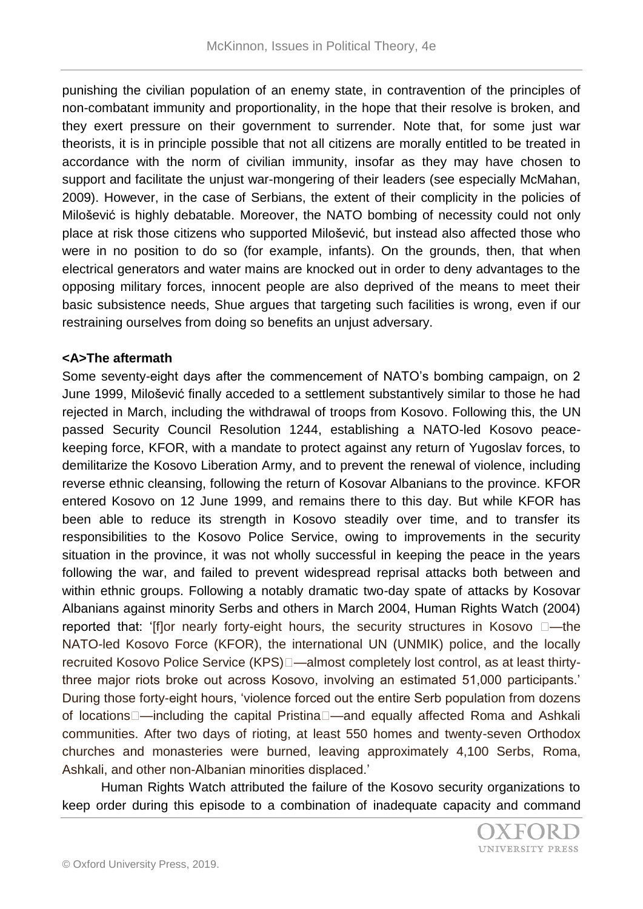punishing the civilian population of an enemy state, in contravention of the principles of non-combatant immunity and proportionality, in the hope that their resolve is broken, and they exert pressure on their government to surrender. Note that, for some just war theorists, it is in principle possible that not all citizens are morally entitled to be treated in accordance with the norm of civilian immunity, insofar as they may have chosen to support and facilitate the unjust war-mongering of their leaders (see especially McMahan, 2009). However, in the case of Serbians, the extent of their complicity in the policies of Milošević is highly debatable. Moreover, the NATO bombing of necessity could not only place at risk those citizens who supported Milošević, but instead also affected those who were in no position to do so (for example, infants). On the grounds, then, that when electrical generators and water mains are knocked out in order to deny advantages to the opposing military forces, innocent people are also deprived of the means to meet their basic subsistence needs, Shue argues that targeting such facilities is wrong, even if our restraining ourselves from doing so benefits an unjust adversary.

## The aftermath

Some seventy-eight days after the commencement of NATO's bombing campaign, on 2 June 1999, Milošević finally acceded to a settlement substantively similar to those he had rejected in March, including the withdrawal of troops from Kosovo. Following this, the UN passed Security Council Resolution 1244, establishing a NATO-led Kosovo peace-keeping force, KFOR, with a mandate to protect against any return of Yugoslav forces, to demilitarize the Kosovo Liberation Army, and to prevent the renewal of violence, including reverse ethnic cleansing, following the return of Kosovar Albanians to the province. KFOR entered Kosovo on 12 June 1999, and remains there to this day. But while KFOR has been able to reduce its strength in Kosovo steadily over time, and to transfer its responsibilities to the Kosovo Police Service, owing to improvements in the security situation in the province, it was not wholly successful in keeping the peace in the years following the war, and failed to prevent widespread reprisal attacks both between and within ethnic groups. Following a notably dramatic two-day spate of attacks by Kosovar Albanians against minority Serbs and others in March 2004, Human Rights Watch (2004) reported that: '[f]or nearly forty-eight hours, the security structures in Kosovo —the NATO-led Kosovo Force (KFOR), the international UN (UNMIK) police, and the locally recruited Kosovo Police Service (KPS)—almost completely lost control, as at least thirty-three major riots broke out across Kosovo, involving an estimated 51,000 participants.' During those forty-eight hours, 'violence forced out the entire Serb population from dozens of locations—including the capital Pristina—and equally affected Roma and Ashkali communities. After two days of rioting, at least 550 homes and twenty-seven Orthodox churches and monasteries were burned, leaving approximately 4,100 Serbs, Roma, Ashkali, and other non-Albanian minorities displaced.'

Human Rights Watch attributed the failure of the Kosovo security organizations to keep order during this episode to a combination of inadequate capacity and command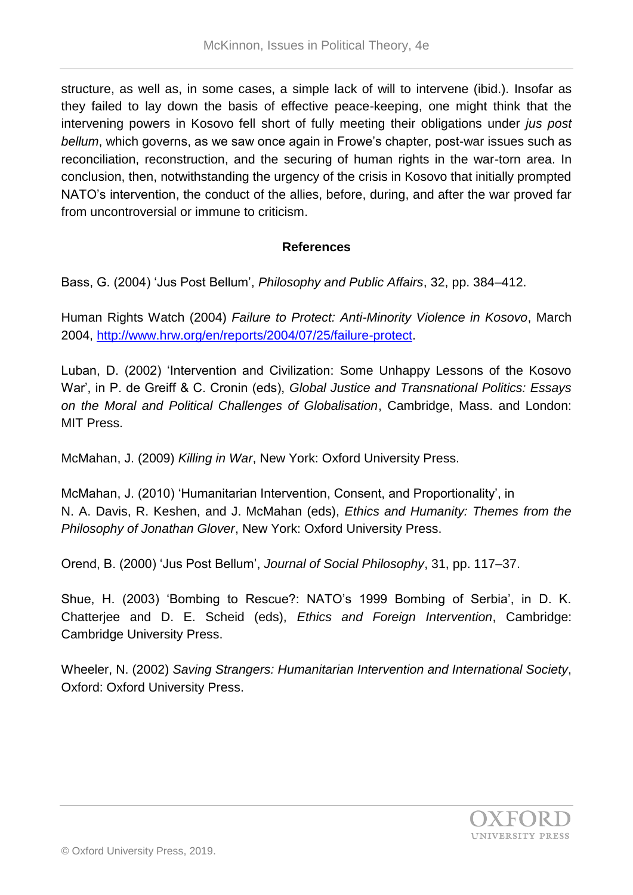structure, as well as, in some cases, a simple lack of will to intervene (ibid.). Insofar as they failed to lay down the basis of effective peace-keeping, one might think that the intervening powers in Kosovo fell short of fully meeting their obligations under *jus post bellum*, which governs, as we saw once again in Frowe's chapter, post-war issues such as reconciliation, reconstruction, and the securing of human rights in the war-torn area. In conclusion, then, notwithstanding the urgency of the crisis in Kosovo that initially prompted NATO's intervention, the conduct of the allies, before, during, and after the war proved far from uncontroversial or immune to criticism.

**References**

Bass, G. (2004) 'Jus Post Bellum', *Philosophy and Public Affairs*, 32, pp. 384–412.

Human Rights Watch (2004) *Failure to Protect: Anti-Minority Violence in Kosovo*, March 2004, [http://www.hrw.org/en/reports/2004/07/25/failure-protect](http://www.hrw.org/en/reports/2004/07/25/failure-protect).

Luban, D. (2002) 'Intervention and Civilization: Some Unhappy Lessons of the Kosovo War', in P. de Greiff & C. Cronin (eds), *Global Justice and Transnational Politics: Essays on the Moral and Political Challenges of Globalisation*, Cambridge, Mass. and London: MIT Press.

McMahan, J. (2009) *Killing in War*, New York: Oxford University Press.

McMahan, J. (2010) 'Humanitarian Intervention, Consent, and Proportionality', in N. A. Davis, R. Keshen, and J. McMahan (eds), *Ethics and Humanity: Themes from the Philosophy of Jonathan Glover*, New York: Oxford University Press.

Orend, B. (2000) 'Jus Post Bellum', *Journal of Social Philosophy*, 31, pp. 117–37.

Shue, H. (2003) 'Bombing to Rescue?: NATO's 1999 Bombing of Serbia', in D. K. Chatterjee and D. E. Scheid (eds), *Ethics and Foreign Intervention*, Cambridge: Cambridge University Press.

Wheeler, N. (2002) *Saving Strangers: Humanitarian Intervention and International Society*, Oxford: Oxford University Press.